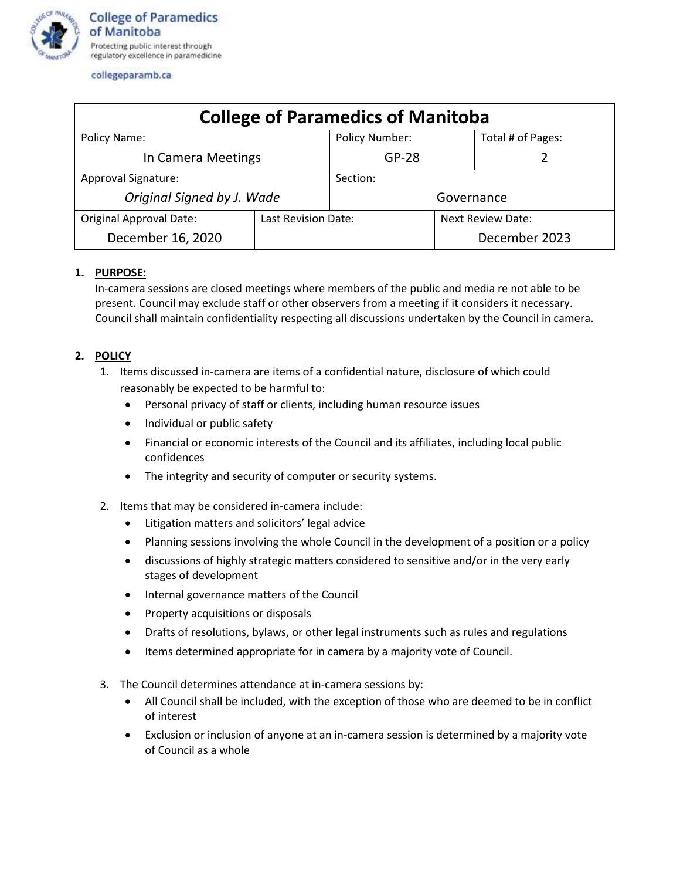College of Paramedics of Manitoba
Protecting public interest through regulatory excellence in paramedicine

collegeparamb.ca

| College of Paramedics of Manitoba | | | |
|---|---|---|---|
| Policy Name: In Camera Meetings | | Policy Number: GP-28 | Total # of Pages: 2 |
| Approval Signature: *Original Signed by J. Wade* | | Section: Governance | |
| Original Approval Date: December 16, 2020 | Last Revision Date: | Next Review Date: December 2023 | |

1. **PURPOSE:**
   In-camera sessions are closed meetings where members of the public and media re not able to be present. Council may exclude staff or other observers from a meeting if it considers it necessary. Council shall maintain confidentiality respecting all discussions undertaken by the Council in camera.

2. **POLICY**
   1. Items discussed in-camera are items of a confidential nature, disclosure of which could reasonably be expected to be harmful to:
      - Personal privacy of staff or clients, including human resource issues
      - Individual or public safety
      - Financial or economic interests of the Council and its affiliates, including local public confidences
      - The integrity and security of computer or security systems.
   2. Items that may be considered in-camera include:
      - Litigation matters and solicitors' legal advice
      - Planning sessions involving the whole Council in the development of a position or a policy
      - discussions of highly strategic matters considered to sensitive and/or in the very early stages of development
      - Internal governance matters of the Council
      - Property acquisitions or disposals
      - Drafts of resolutions, bylaws, or other legal instruments such as rules and regulations
      - Items determined appropriate for in camera by a majority vote of Council.
   3. The Council determines attendance at in-camera sessions by:
      - All Council shall be included, with the exception of those who are deemed to be in conflict of interest
      - Exclusion or inclusion of anyone at an in-camera session is determined by a majority vote of Council as a whole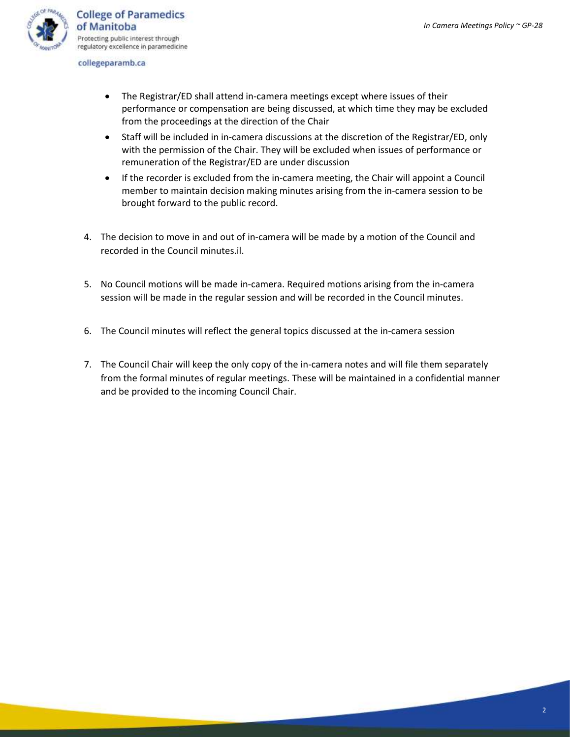- The Registrar/ED shall attend in-camera meetings except where issues of their performance or compensation are being discussed, at which time they may be excluded from the proceedings at the direction of the Chair
- Staff will be included in in-camera discussions at the discretion of the Registrar/ED, only with the permission of the Chair. They will be excluded when issues of performance or remuneration of the Registrar/ED are under discussion
- If the recorder is excluded from the in-camera meeting, the Chair will appoint a Council member to maintain decision making minutes arising from the in-camera session to be brought forward to the public record.

4. The decision to move in and out of in-camera will be made by a motion of the Council and recorded in the Council minutes.il.

5. No Council motions will be made in-camera. Required motions arising from the in-camera session will be made in the regular session and will be recorded in the Council minutes.

6. The Council minutes will reflect the general topics discussed at the in-camera session

7. The Council Chair will keep the only copy of the in-camera notes and will file them separately from the formal minutes of regular meetings. These will be maintained in a confidential manner and be provided to the incoming Council Chair.